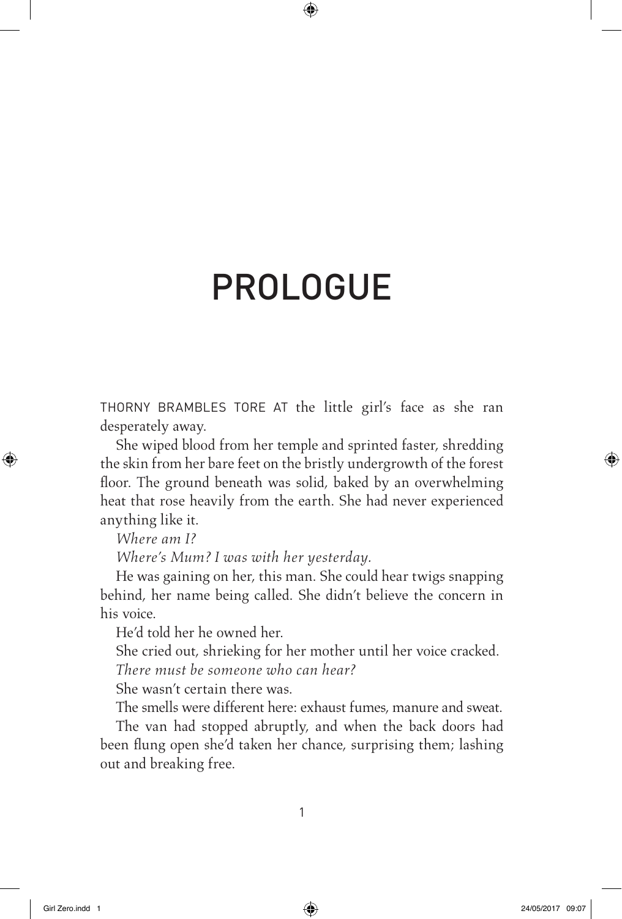# PROLOGUE

THORNY BRAMBLES TORE AT the little girl's face as she ran desperately away.

She wiped blood from her temple and sprinted faster, shredding the skin from her bare feet on the bristly undergrowth of the forest floor. The ground beneath was solid, baked by an overwhelming heat that rose heavily from the earth. She had never experienced anything like it.

*Where am I?*

*Where's Mum? I was with her yesterday.*

He was gaining on her, this man. She could hear twigs snapping behind, her name being called. She didn't believe the concern in his voice.

He'd told her he owned her.

She cried out, shrieking for her mother until her voice cracked.

*There must be someone who can hear?*

She wasn't certain there was.

The smells were different here: exhaust fumes, manure and sweat.

The van had stopped abruptly, and when the back doors had been flung open she'd taken her chance, surprising them; lashing out and breaking free.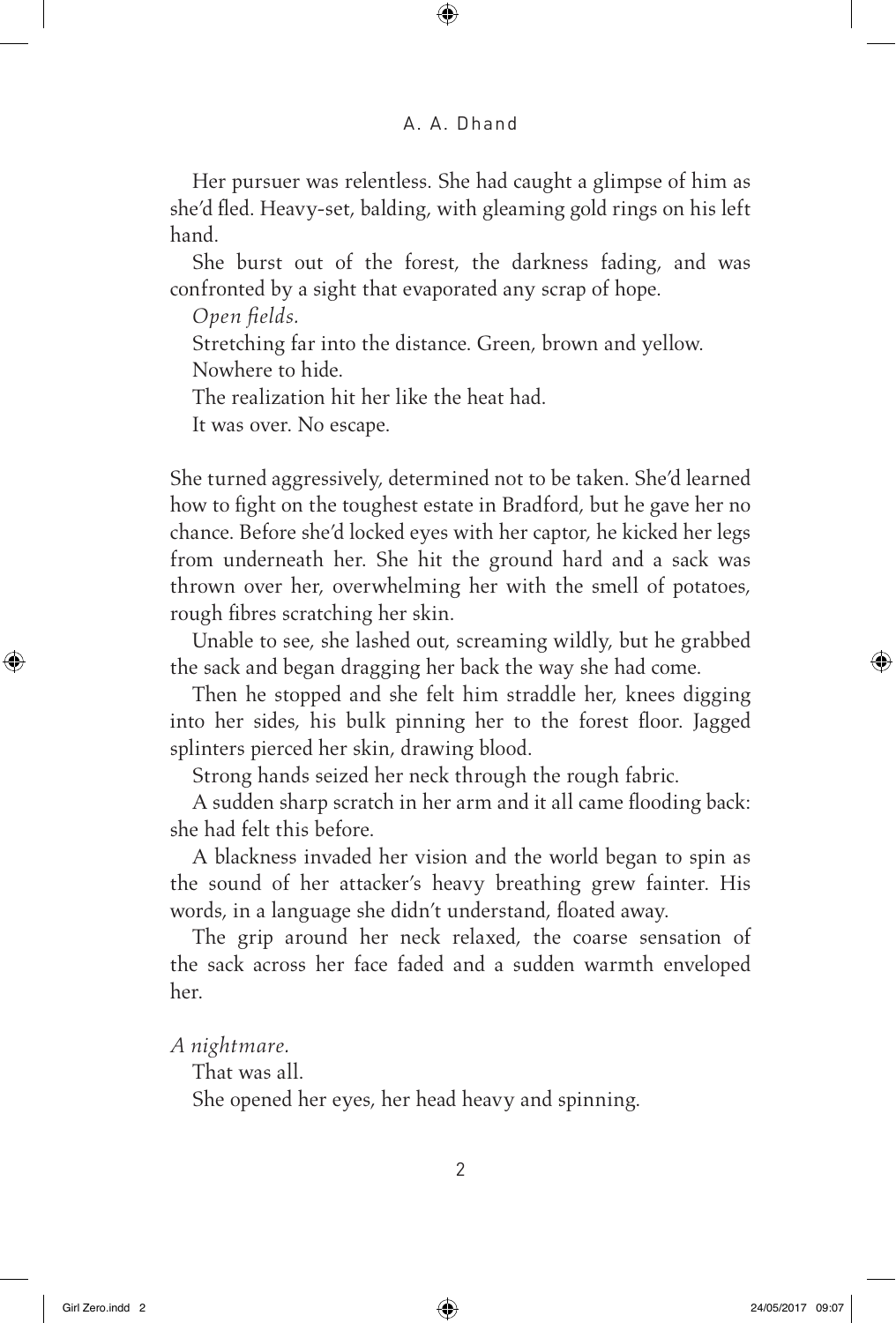Her pursuer was relentless. She had caught a glimpse of him as she'd fled. Heavy-set, balding, with gleaming gold rings on his left hand.

She burst out of the forest, the darkness fading, and was confronted by a sight that evaporated any scrap of hope.

*Open fields.*

Stretching far into the distance. Green, brown and yellow.

Nowhere to hide.

The realization hit her like the heat had.

It was over. No escape.

She turned aggressively, determined not to be taken. She'd learned how to fight on the toughest estate in Bradford, but he gave her no chance. Before she'd locked eyes with her captor, he kicked her legs from underneath her. She hit the ground hard and a sack was thrown over her, overwhelming her with the smell of potatoes, rough fibres scratching her skin.

Unable to see, she lashed out, screaming wildly, but he grabbed the sack and began dragging her back the way she had come.

Then he stopped and she felt him straddle her, knees digging into her sides, his bulk pinning her to the forest floor. Jagged splinters pierced her skin, drawing blood.

Strong hands seized her neck through the rough fabric.

A sudden sharp scratch in her arm and it all came flooding back: she had felt this before.

A blackness invaded her vision and the world began to spin as the sound of her attacker's heavy breathing grew fainter. His words, in a language she didn't understand, floated away.

The grip around her neck relaxed, the coarse sensation of the sack across her face faded and a sudden warmth enveloped her.

*A nightmare.*

That was all.

She opened her eyes, her head heavy and spinning.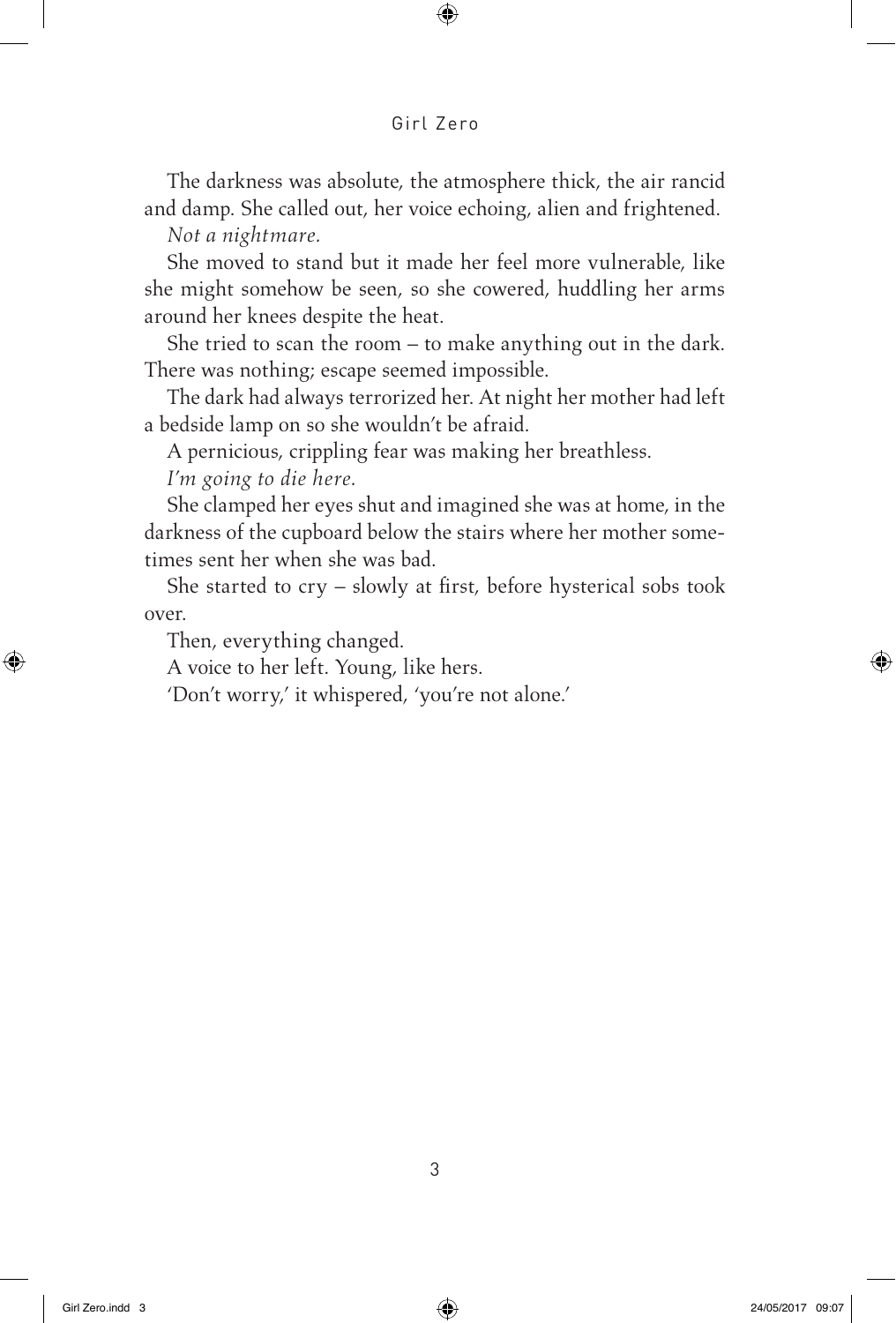The darkness was absolute, the atmosphere thick, the air rancid and damp. She called out, her voice echoing, alien and frightened.

*Not a nightmare.*

She moved to stand but it made her feel more vulnerable, like she might somehow be seen, so she cowered, huddling her arms around her knees despite the heat.

She tried to scan the room – to make anything out in the dark. There was nothing; escape seemed impossible.

The dark had always terrorized her. At night her mother had left a bedside lamp on so she wouldn't be afraid.

A pernicious, crippling fear was making her breathless.

*I'm going to die here.*

She clamped her eyes shut and imagined she was at home, in the darkness of the cupboard below the stairs where her mother sometimes sent her when she was bad.

She started to cry – slowly at first, before hysterical sobs took over.

Then, everything changed.

A voice to her left. Young, like hers.

'Don't worry,' it whispered, 'you're not alone.'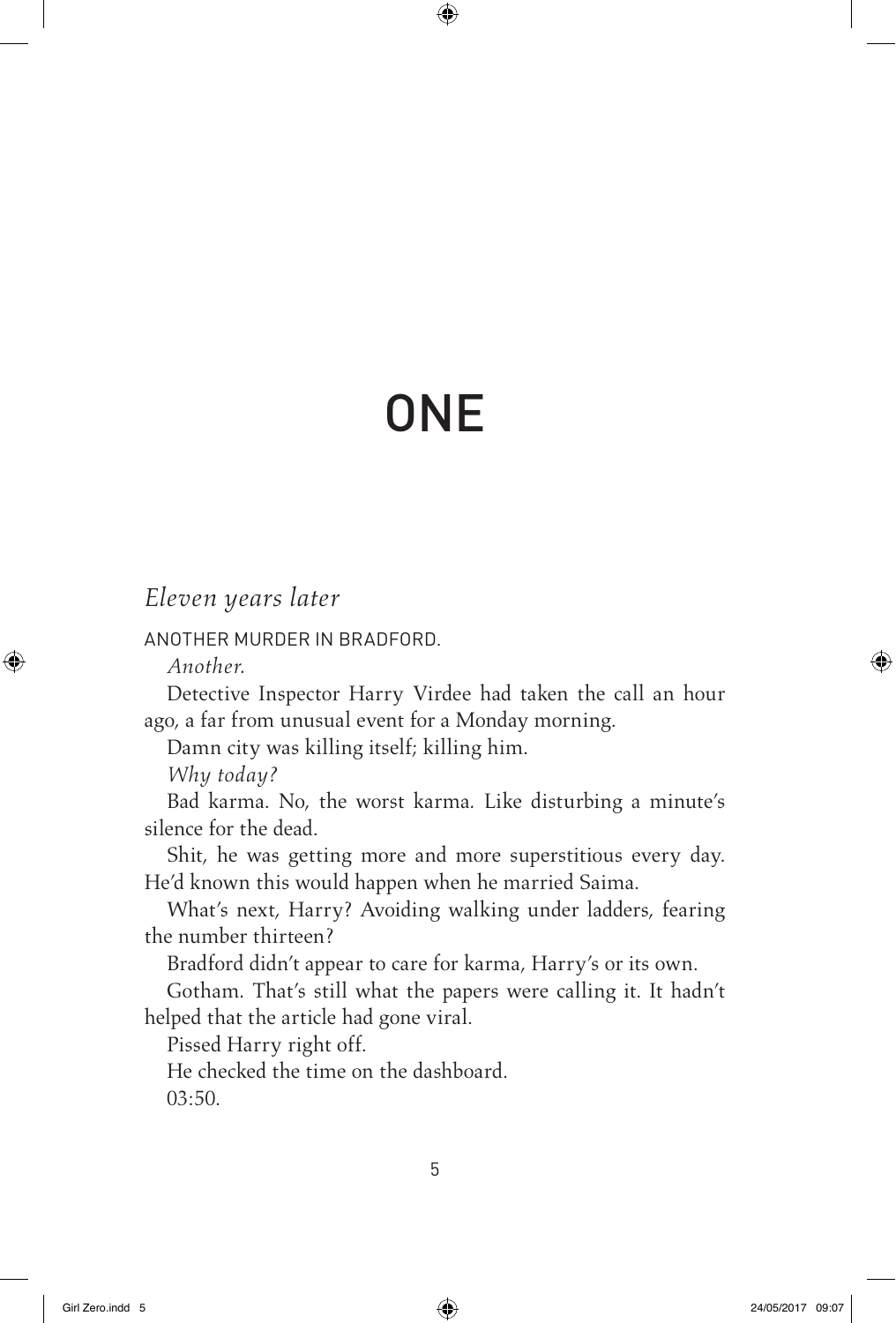# ONE

*Eleven years later*

ANOTHER MURDER IN BRADFORD.

*Another.*

Detective Inspector Harry Virdee had taken the call an hour ago, a far from unusual event for a Monday morning.

Damn city was killing itself; killing him.

*Why today?*

Bad karma. No, the worst karma. Like disturbing a minute's silence for the dead.

Shit, he was getting more and more superstitious every day. He'd known this would happen when he married Saima.

What's next, Harry? Avoiding walking under ladders, fearing the number thirteen?

Bradford didn't appear to care for karma, Harry's or its own.

Gotham. That's still what the papers were calling it. It hadn't helped that the article had gone viral.

Pissed Harry right off.

He checked the time on the dashboard.

03:50.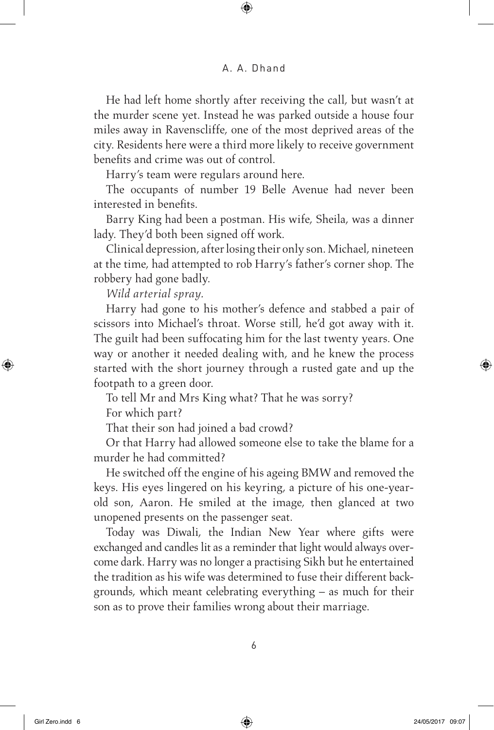He had left home shortly after receiving the call, but wasn't at the murder scene yet. Instead he was parked outside a house four miles away in Ravenscliffe, one of the most deprived areas of the city. Residents here were a third more likely to receive government benefits and crime was out of control.

Harry's team were regulars around here.

The occupants of number 19 Belle Avenue had never been interested in benefits.

Barry King had been a postman. His wife, Sheila, was a dinner lady. They'd both been signed off work.

Clinical depression, after losing their only son. Michael, nineteen at the time, had attempted to rob Harry's father's corner shop. The robbery had gone badly.

*Wild arterial spray.*

Harry had gone to his mother's defence and stabbed a pair of scissors into Michael's throat. Worse still, he'd got away with it. The guilt had been suffocating him for the last twenty years. One way or another it needed dealing with, and he knew the process started with the short journey through a rusted gate and up the footpath to a green door.

To tell Mr and Mrs King what? That he was sorry?

For which part?

That their son had joined a bad crowd?

Or that Harry had allowed someone else to take the blame for a murder he had committed?

He switched off the engine of his ageing BMW and removed the keys. His eyes lingered on his keyring, a picture of his one-year-old son, Aaron. He smiled at the image, then glanced at two unopened presents on the passenger seat.

Today was Diwali, the Indian New Year where gifts were exchanged and candles lit as a reminder that light would always overcome dark. Harry was no longer a practising Sikh but he entertained the tradition as his wife was determined to fuse their different backgrounds, which meant celebrating everything – as much for their son as to prove their families wrong about their marriage.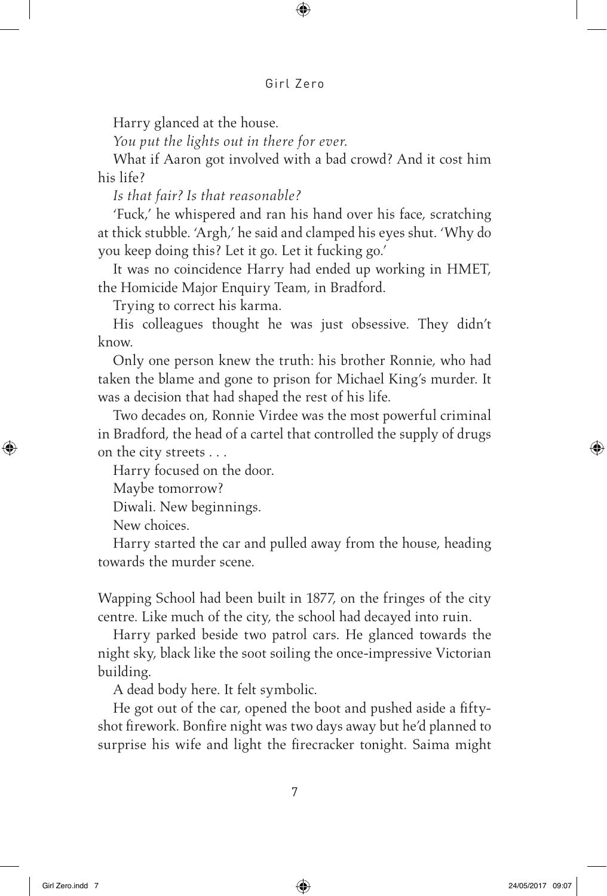Harry glanced at the house.

*You put the lights out in there for ever.*

What if Aaron got involved with a bad crowd? And it cost him his life?

*Is that fair? Is that reasonable?*

'Fuck,' he whispered and ran his hand over his face, scratching at thick stubble. 'Argh,' he said and clamped his eyes shut. 'Why do you keep doing this? Let it go. Let it fucking go.'

It was no coincidence Harry had ended up working in HMET, the Homicide Major Enquiry Team, in Bradford.

Trying to correct his karma.

His colleagues thought he was just obsessive. They didn't know.

Only one person knew the truth: his brother Ronnie, who had taken the blame and gone to prison for Michael King's murder. It was a decision that had shaped the rest of his life.

Two decades on, Ronnie Virdee was the most powerful criminal in Bradford, the head of a cartel that controlled the supply of drugs on the city streets . . .

Harry focused on the door.

Maybe tomorrow?

Diwali. New beginnings.

New choices.

Harry started the car and pulled away from the house, heading towards the murder scene.

Wapping School had been built in 1877, on the fringes of the city centre. Like much of the city, the school had decayed into ruin.

Harry parked beside two patrol cars. He glanced towards the night sky, black like the soot soiling the once-impressive Victorian building.

A dead body here. It felt symbolic.

He got out of the car, opened the boot and pushed aside a fifty-shot firework. Bonfire night was two days away but he'd planned to surprise his wife and light the firecracker tonight. Saima might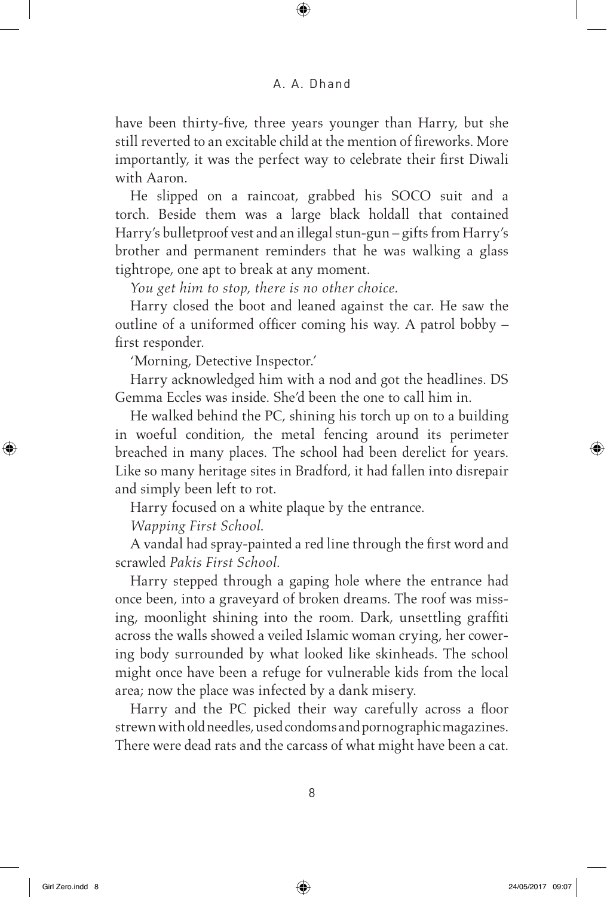have been thirty-five, three years younger than Harry, but she still reverted to an excitable child at the mention of fireworks. More importantly, it was the perfect way to celebrate their first Diwali with Aaron.

He slipped on a raincoat, grabbed his SOCO suit and a torch. Beside them was a large black holdall that contained Harry's bulletproof vest and an illegal stun-gun – gifts from Harry's brother and permanent reminders that he was walking a glass tightrope, one apt to break at any moment.

*You get him to stop, there is no other choice.*

Harry closed the boot and leaned against the car. He saw the outline of a uniformed officer coming his way. A patrol bobby – first responder.

'Morning, Detective Inspector.'

Harry acknowledged him with a nod and got the headlines. DS Gemma Eccles was inside. She'd been the one to call him in.

He walked behind the PC, shining his torch up on to a building in woeful condition, the metal fencing around its perimeter breached in many places. The school had been derelict for years. Like so many heritage sites in Bradford, it had fallen into disrepair and simply been left to rot.

Harry focused on a white plaque by the entrance.

*Wapping First School.*

A vandal had spray-painted a red line through the first word and scrawled *Pakis First School*.

Harry stepped through a gaping hole where the entrance had once been, into a graveyard of broken dreams. The roof was missing, moonlight shining into the room. Dark, unsettling graffiti across the walls showed a veiled Islamic woman crying, her cowering body surrounded by what looked like skinheads. The school might once have been a refuge for vulnerable kids from the local area; now the place was infected by a dank misery.

Harry and the PC picked their way carefully across a floor strewn with old needles, used condoms and pornographic magazines. There were dead rats and the carcass of what might have been a cat.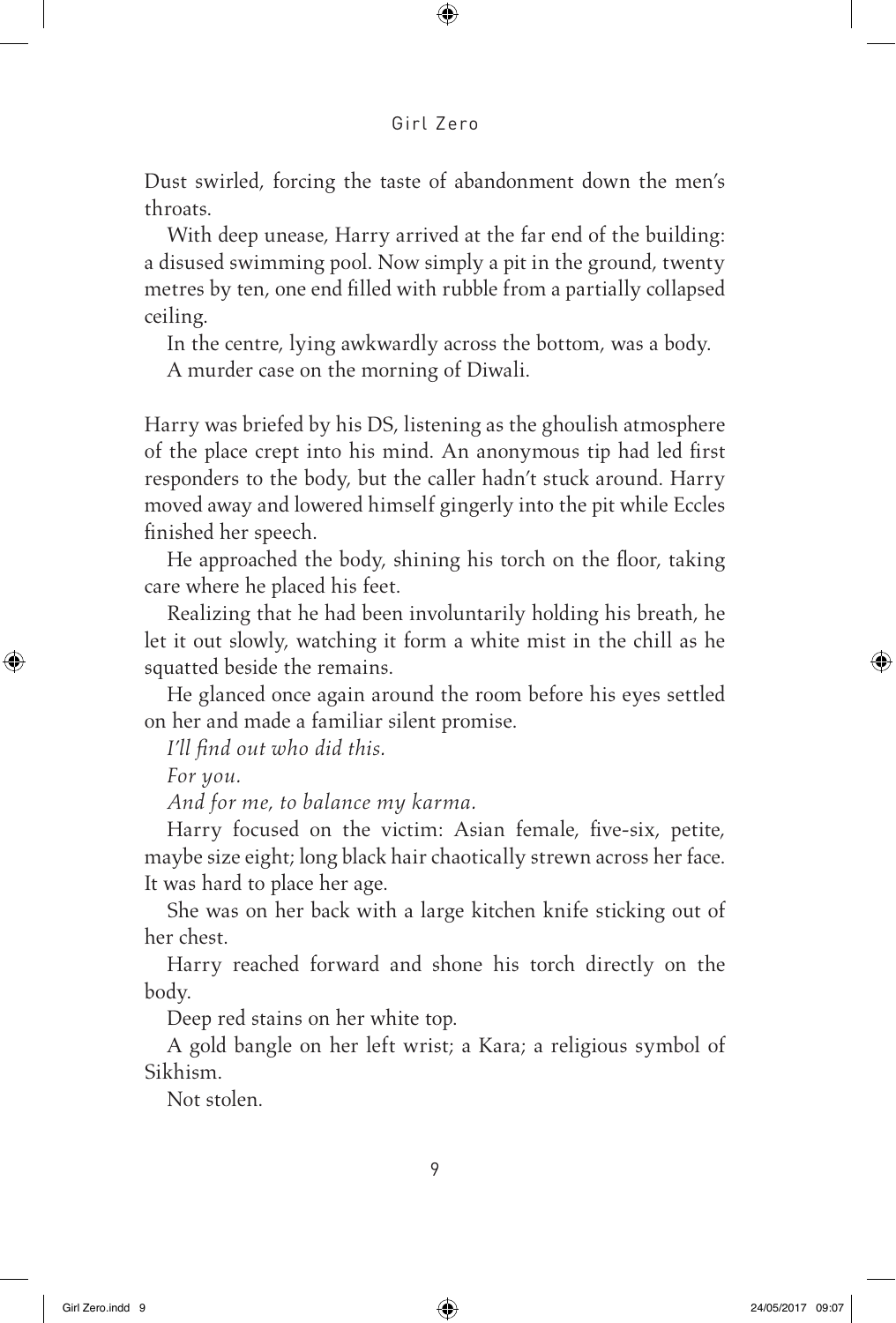Dust swirled, forcing the taste of abandonment down the men's throats.

With deep unease, Harry arrived at the far end of the building: a disused swimming pool. Now simply a pit in the ground, twenty metres by ten, one end filled with rubble from a partially collapsed ceiling.

In the centre, lying awkwardly across the bottom, was a body.

A murder case on the morning of Diwali.

Harry was briefed by his DS, listening as the ghoulish atmosphere of the place crept into his mind. An anonymous tip had led first responders to the body, but the caller hadn't stuck around. Harry moved away and lowered himself gingerly into the pit while Eccles finished her speech.

He approached the body, shining his torch on the floor, taking care where he placed his feet.

Realizing that he had been involuntarily holding his breath, he let it out slowly, watching it form a white mist in the chill as he squatted beside the remains.

He glanced once again around the room before his eyes settled on her and made a familiar silent promise.

*I'll find out who did this.*

*For you.*

*And for me, to balance my karma.*

Harry focused on the victim: Asian female, five-six, petite, maybe size eight; long black hair chaotically strewn across her face. It was hard to place her age.

She was on her back with a large kitchen knife sticking out of her chest.

Harry reached forward and shone his torch directly on the body.

Deep red stains on her white top.

A gold bangle on her left wrist; a Kara; a religious symbol of Sikhism.

Not stolen.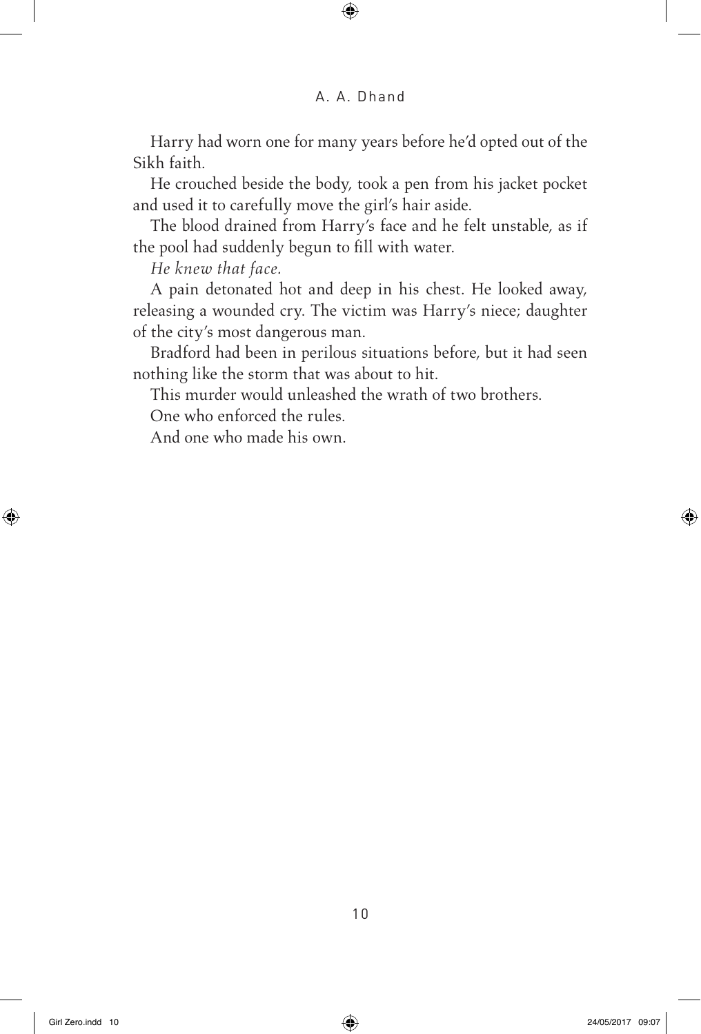Harry had worn one for many years before he'd opted out of the Sikh faith.

He crouched beside the body, took a pen from his jacket pocket and used it to carefully move the girl's hair aside.

The blood drained from Harry's face and he felt unstable, as if the pool had suddenly begun to fill with water.

*He knew that face.*

A pain detonated hot and deep in his chest. He looked away, releasing a wounded cry. The victim was Harry's niece; daughter of the city's most dangerous man.

Bradford had been in perilous situations before, but it had seen nothing like the storm that was about to hit.

This murder would unleashed the wrath of two brothers.

One who enforced the rules.

And one who made his own.